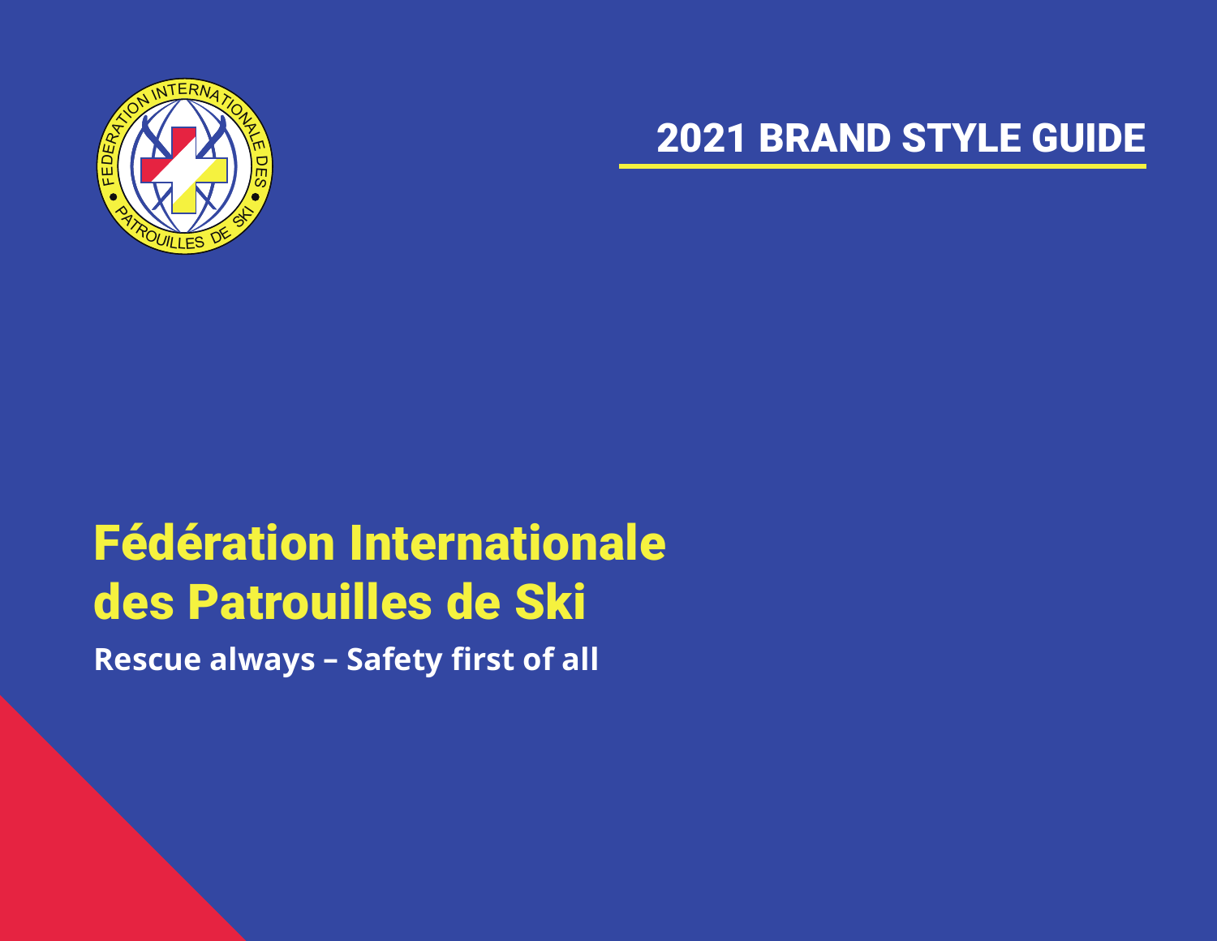2021 BRAND STYLE GUIDE

# Fédération Internationale des Patrouilles de Ski

**Rescue always – Safety first of all**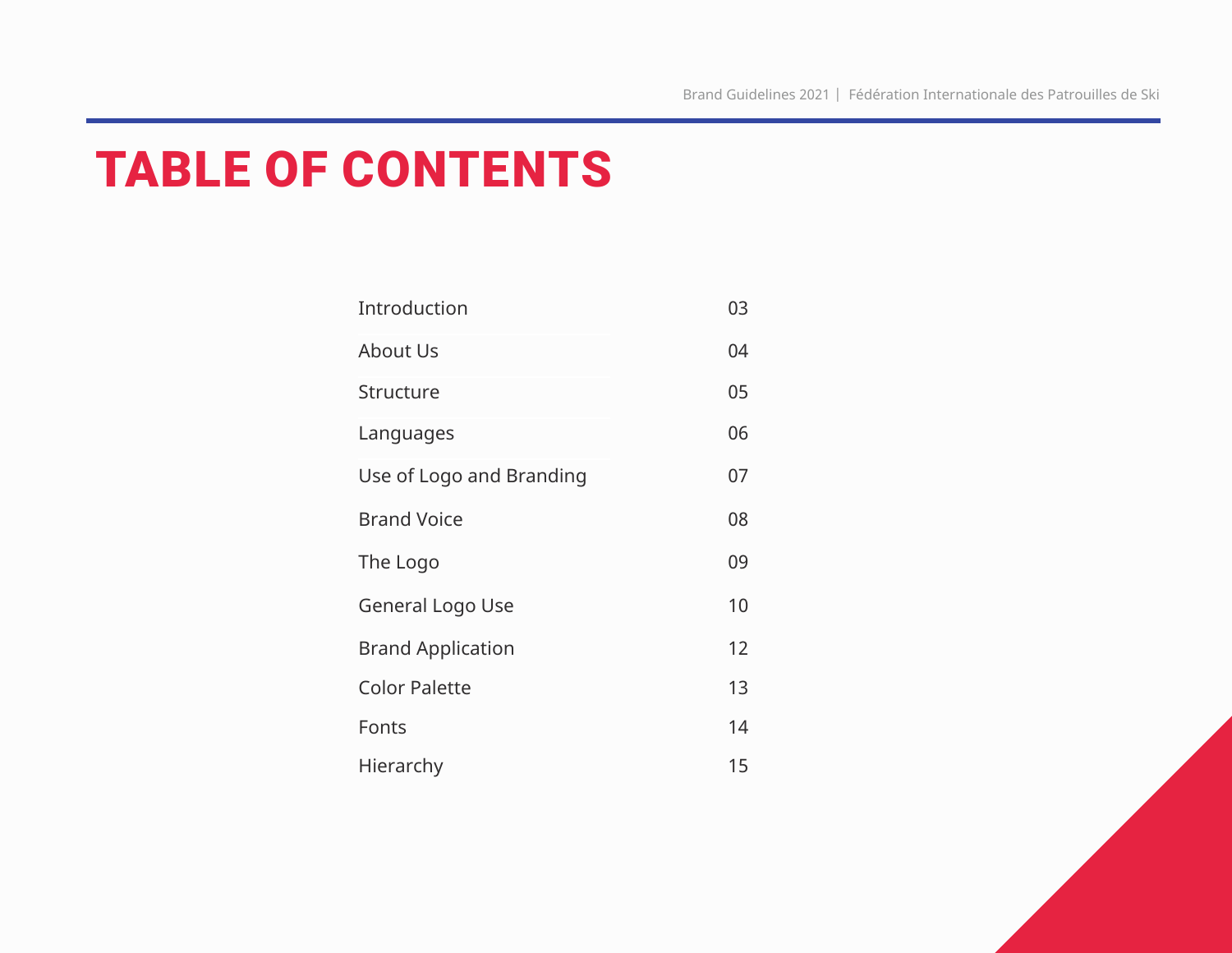# TABLE OF CONTENTS

| | |
|---|---|
| Introduction | 03 |
| About Us | 04 |
| Structure | 05 |
| Languages | 06 |
| Use of Logo and Branding | 07 |
| Brand Voice | 08 |
| The Logo | 09 |
| General Logo Use | 10 |
| Brand Application | 12 |
| Color Palette | 13 |
| Fonts | 14 |
| Hierarchy | 15 |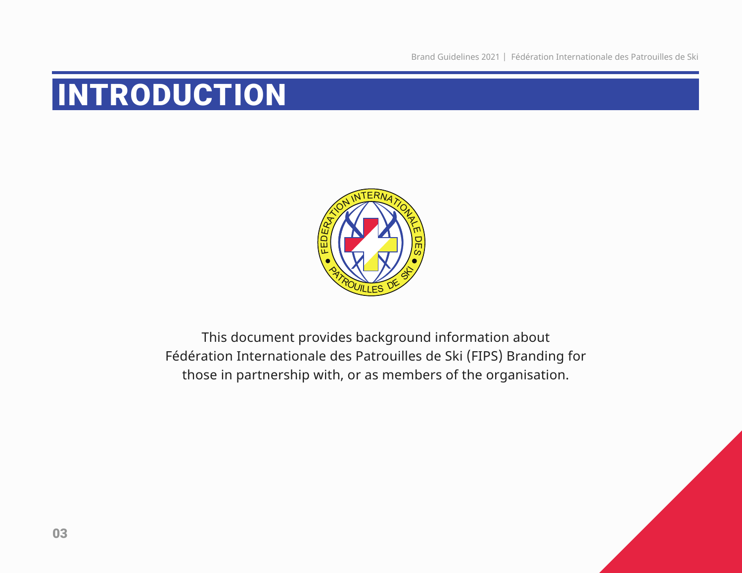# INTRODUCTION

This document provides background information about Fédération Internationale des Patrouilles de Ski (FIPS) Branding for those in partnership with, or as members of the organisation.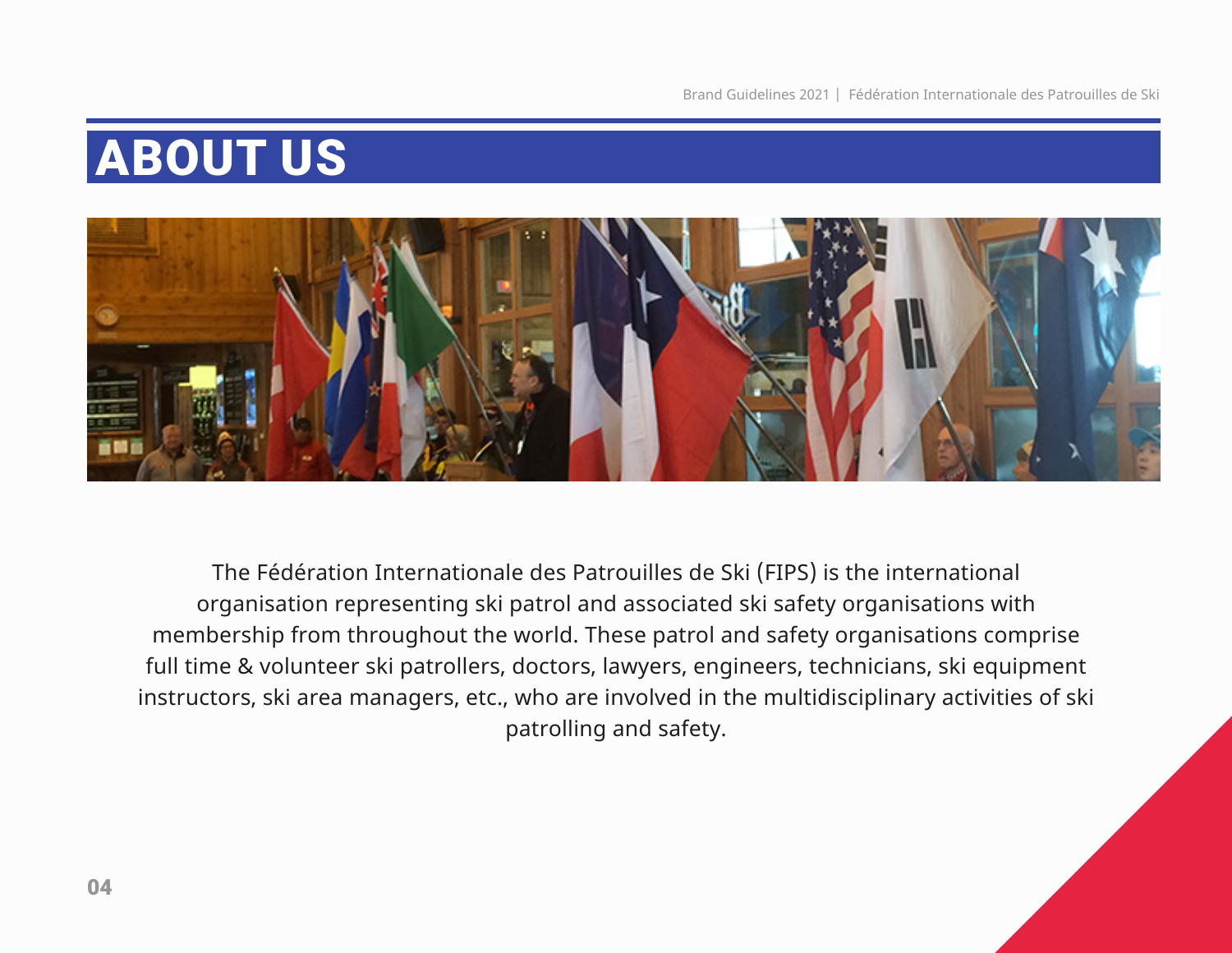# ABOUT US

The Fédération Internationale des Patrouilles de Ski (FIPS) is the international organisation representing ski patrol and associated ski safety organisations with membership from throughout the world. These patrol and safety organisations comprise full time & volunteer ski patrollers, doctors, lawyers, engineers, technicians, ski equipment instructors, ski area managers, etc., who are involved in the multidisciplinary activities of ski patrolling and safety.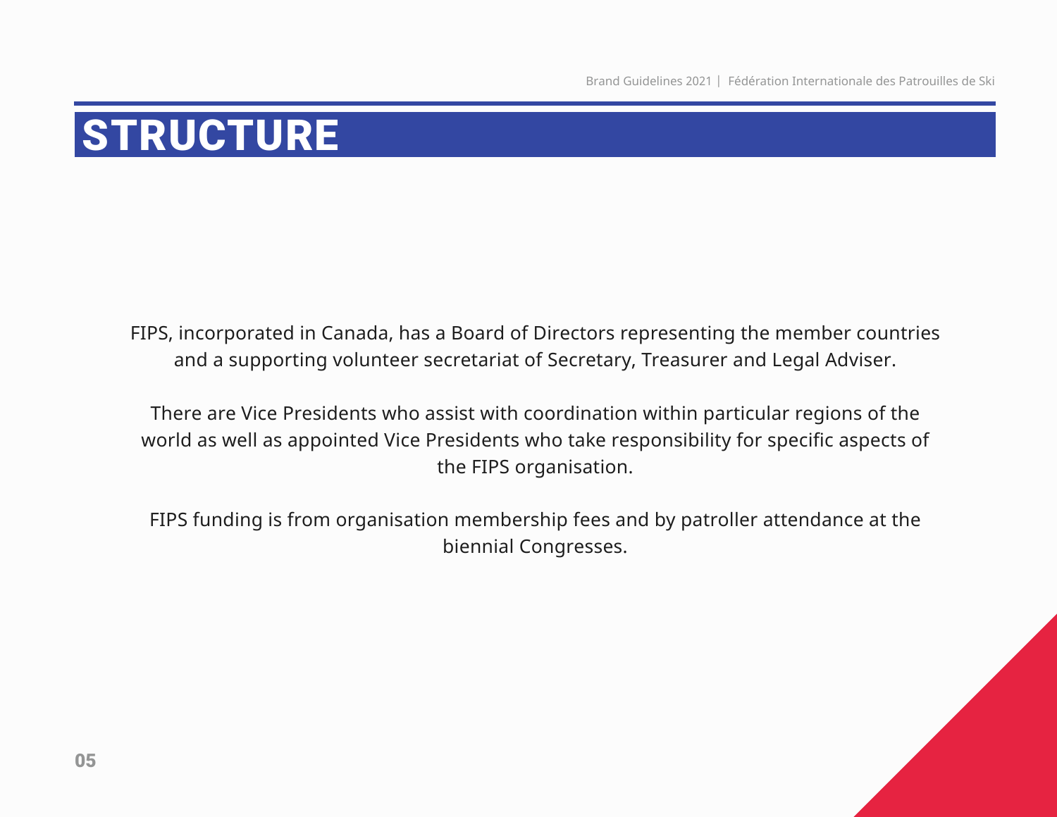# STRUCTURE

FIPS, incorporated in Canada, has a Board of Directors representing the member countries and a supporting volunteer secretariat of Secretary, Treasurer and Legal Adviser.

There are Vice Presidents who assist with coordination within particular regions of the world as well as appointed Vice Presidents who take responsibility for specific aspects of the FIPS organisation.

FIPS funding is from organisation membership fees and by patroller attendance at the biennial Congresses.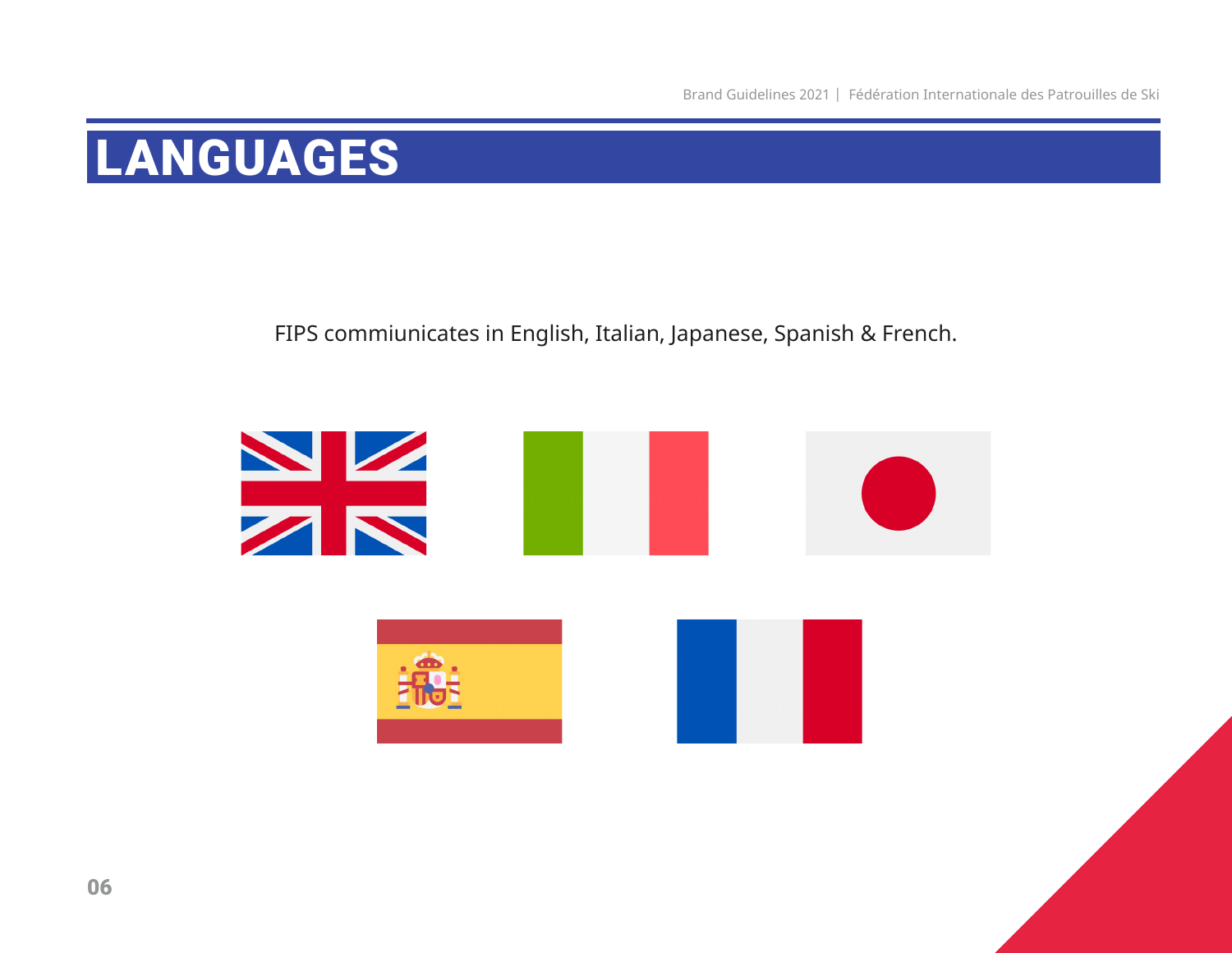# LANGUAGES

FIPS commiunicates in English, Italian, Japanese, Spanish & French.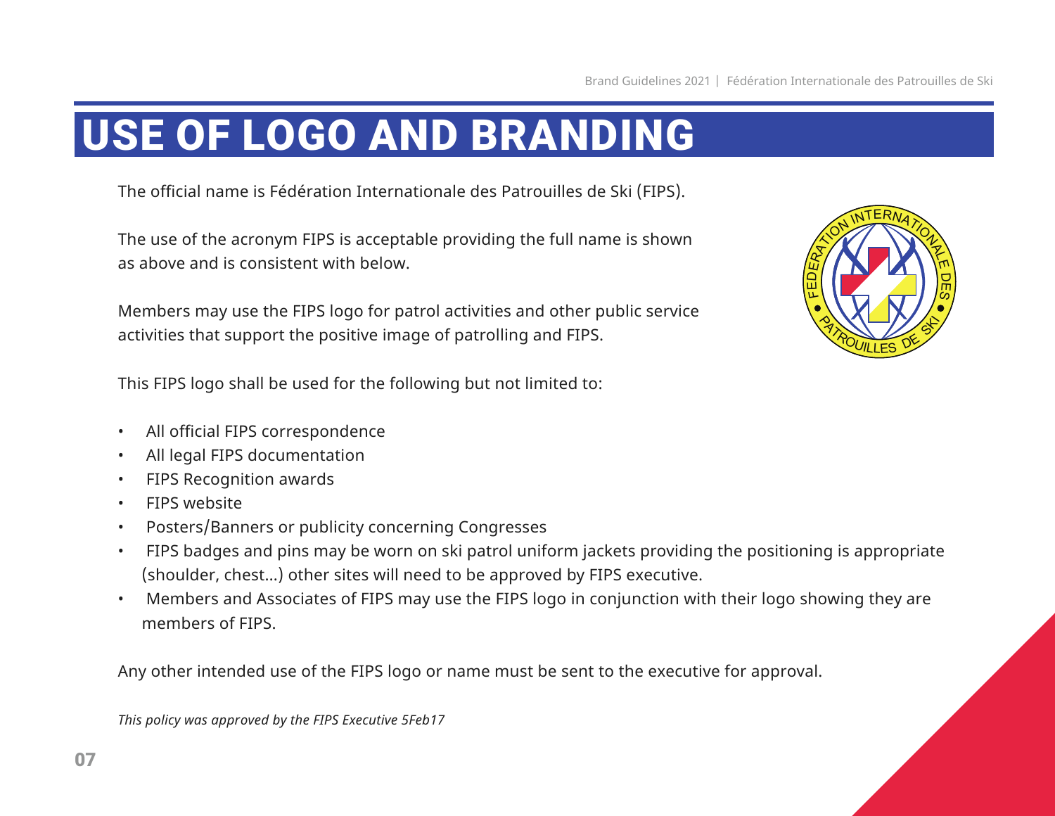# USE OF LOGO AND BRANDING

The official name is Fédération Internationale des Patrouilles de Ski (FIPS).

The use of the acronym FIPS is acceptable providing the full name is shown as above and is consistent with below.

Members may use the FIPS logo for patrol activities and other public service activities that support the positive image of patrolling and FIPS.

This FIPS logo shall be used for the following but not limited to:

- All official FIPS correspondence
- All legal FIPS documentation
- FIPS Recognition awards
- FIPS website
- Posters/Banners or publicity concerning Congresses
- FIPS badges and pins may be worn on ski patrol uniform jackets providing the positioning is appropriate (shoulder, chest...) other sites will need to be approved by FIPS executive.
- Members and Associates of FIPS may use the FIPS logo in conjunction with their logo showing they are members of FIPS.

Any other intended use of the FIPS logo or name must be sent to the executive for approval.

*This policy was approved by the FIPS Executive 5Feb17*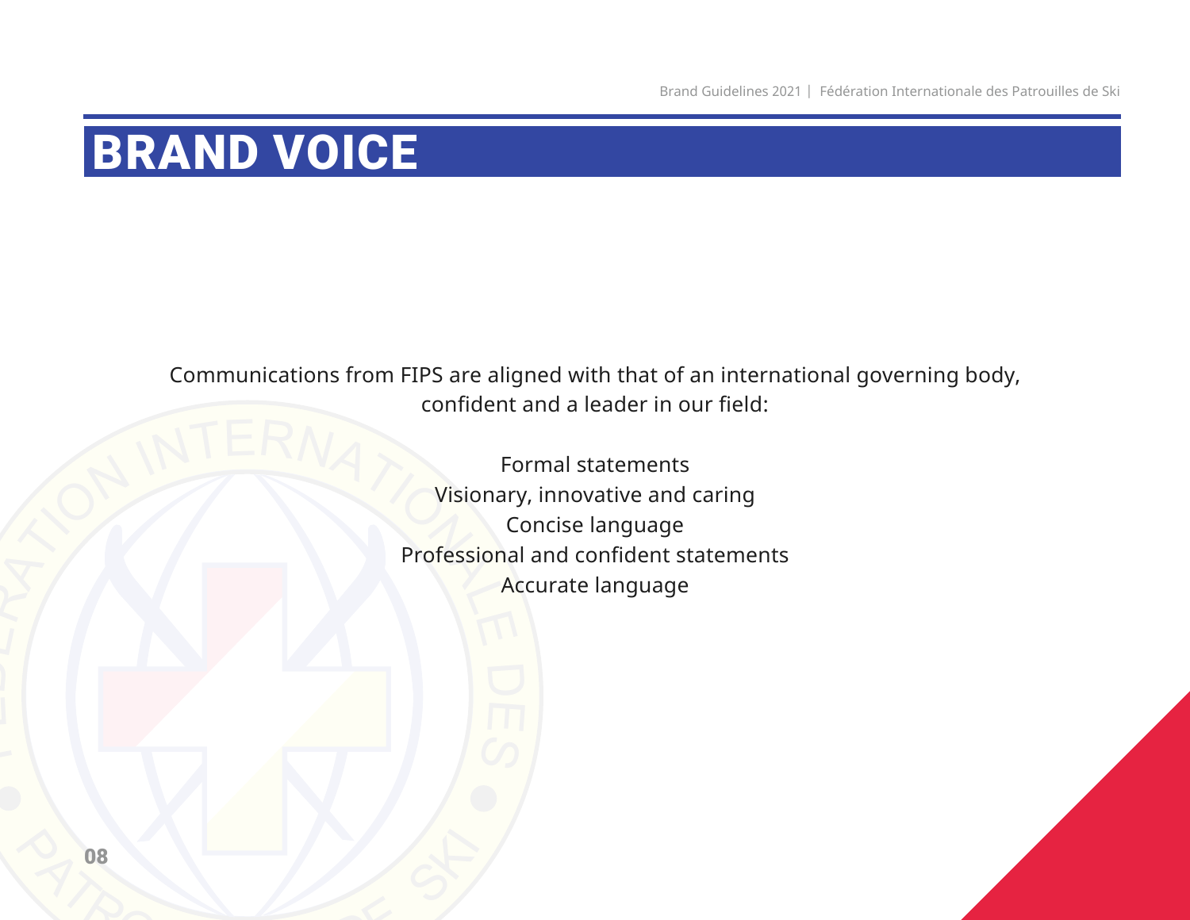# BRAND VOICE

Communications from FIPS are aligned with that of an international governing body, confident and a leader in our field:

Formal statements
Visionary, innovative and caring
Concise language
Professional and confident statements
Accurate language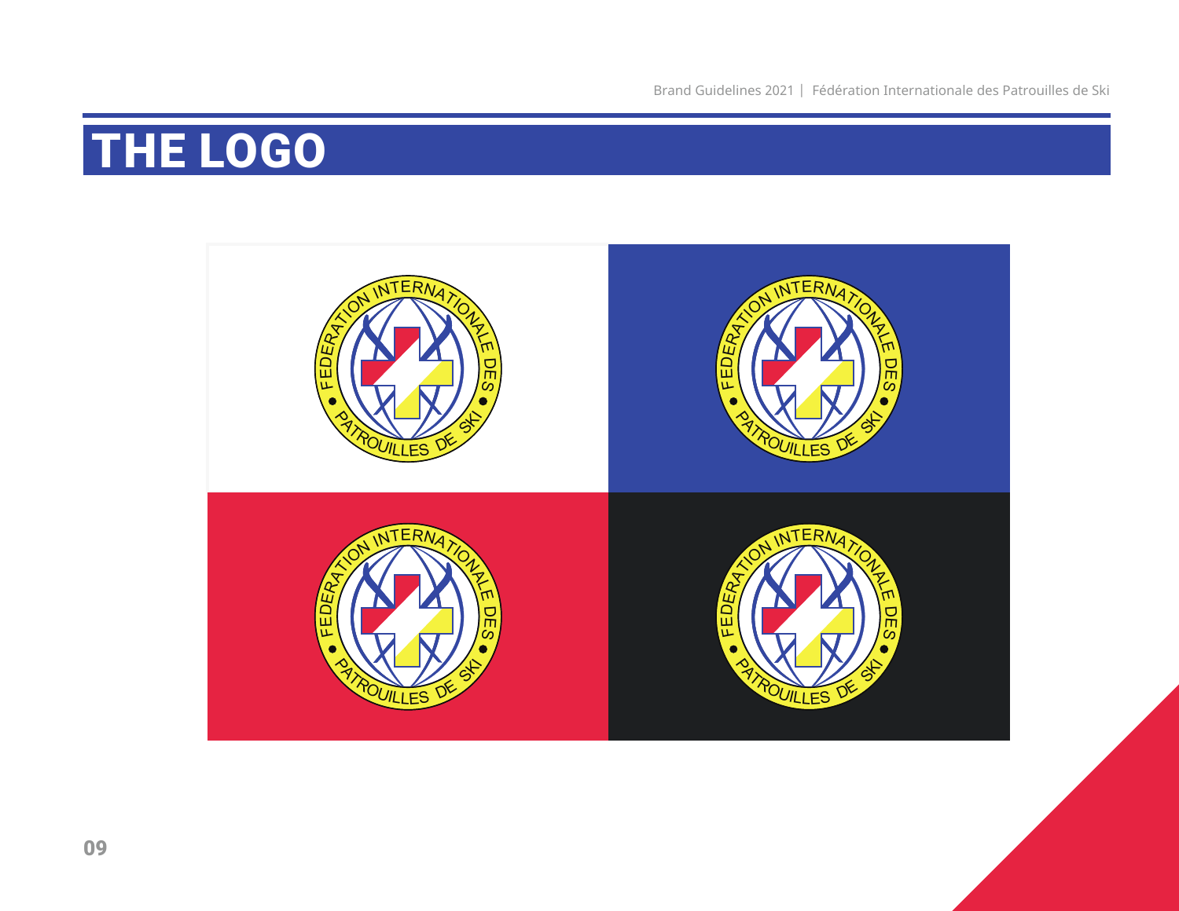# THE LOGO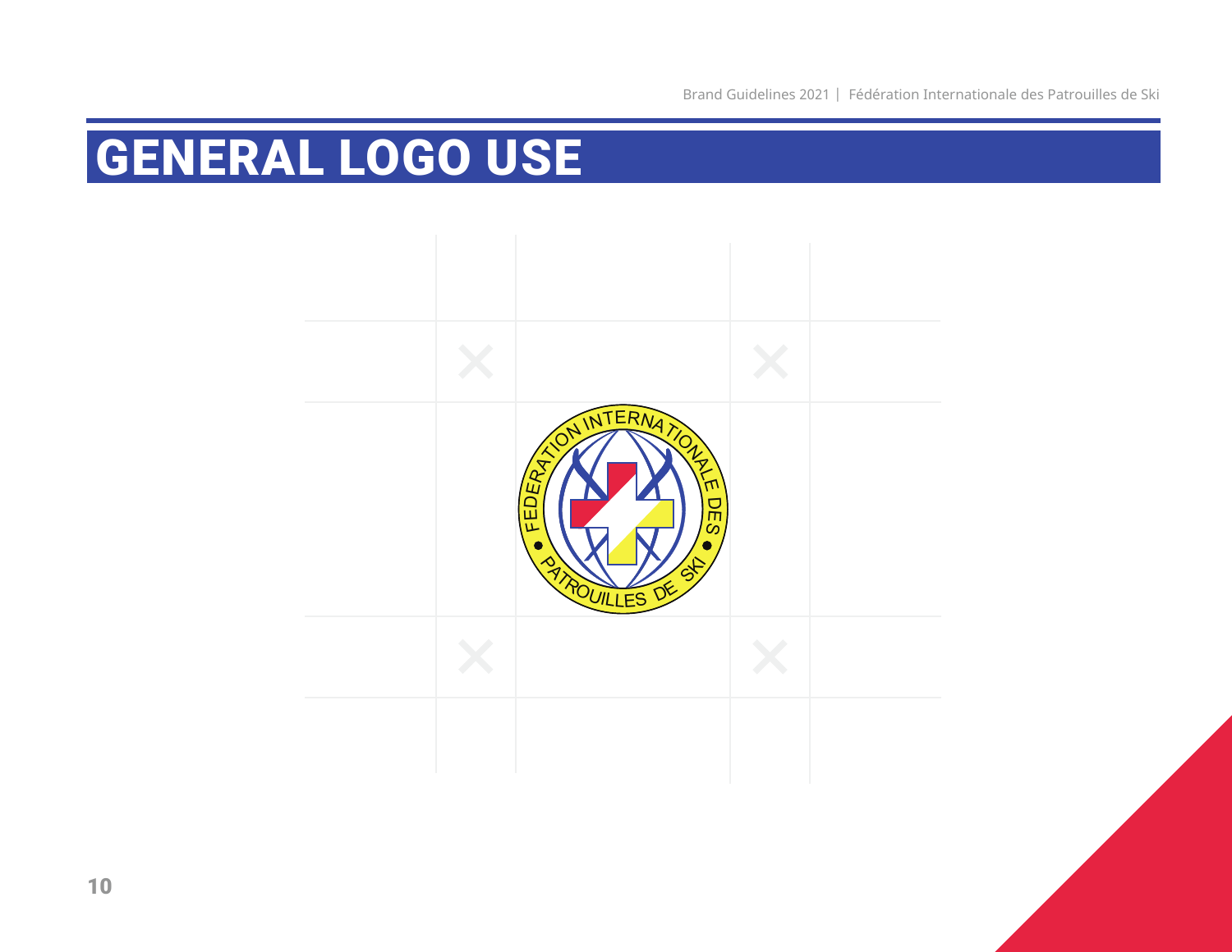# GENERAL LOGO USE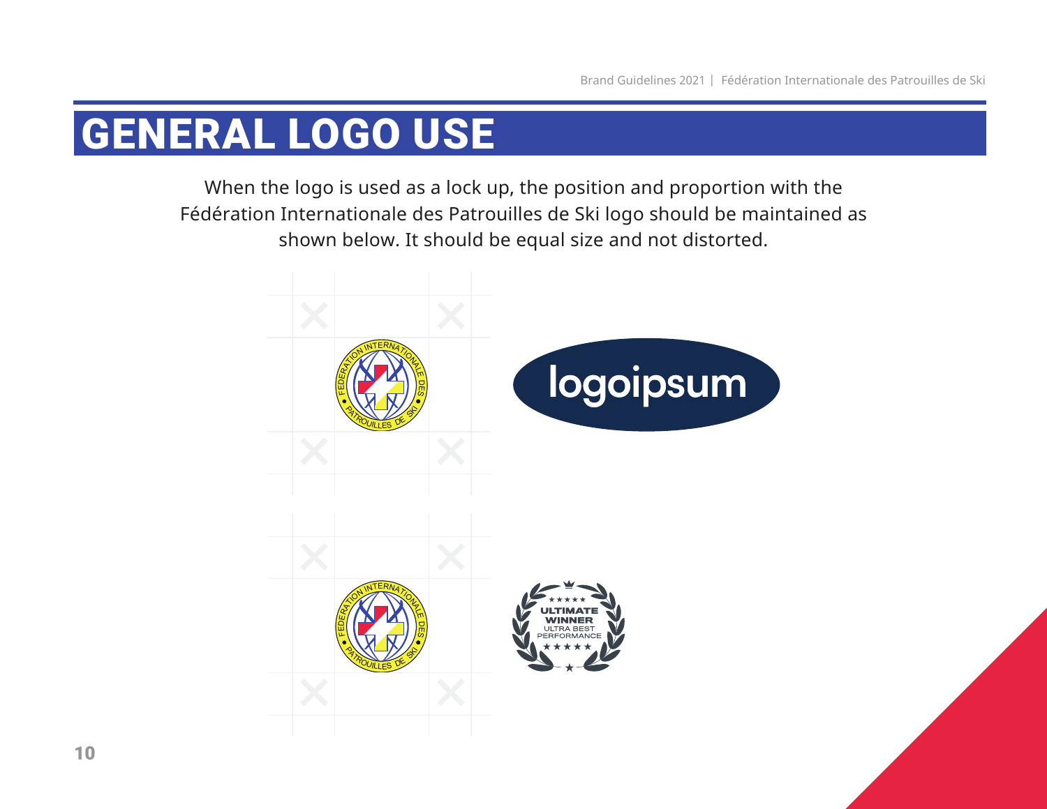# GENERAL LOGO USE

When the logo is used as a lock up, the position and proportion with the Fédération Internationale des Patrouilles de Ski logo should be maintained as shown below. It should be equal size and not distorted.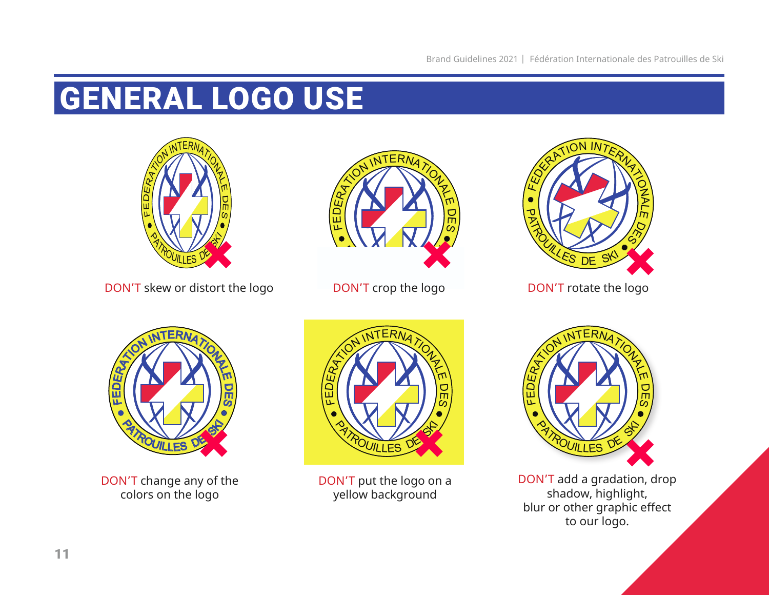# GENERAL LOGO USE

DON'T skew or distort the logo

DON'T crop the logo

DON'T rotate the logo

DON'T change any of the colors on the logo

DON'T put the logo on a yellow background

DON'T add a gradation, drop shadow, highlight, blur or other graphic effect to our logo.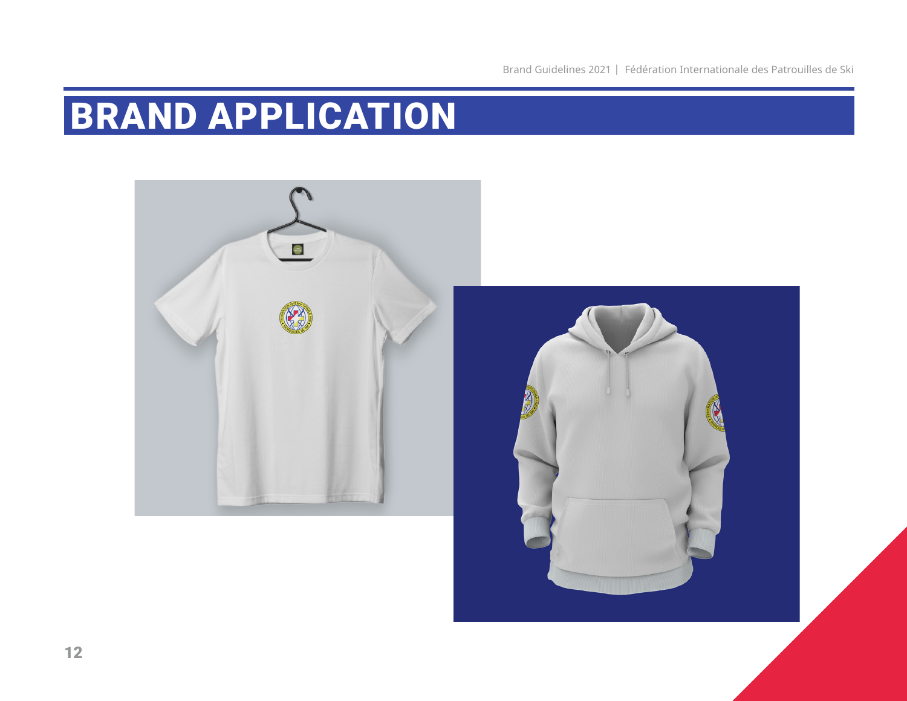# BRAND APPLICATION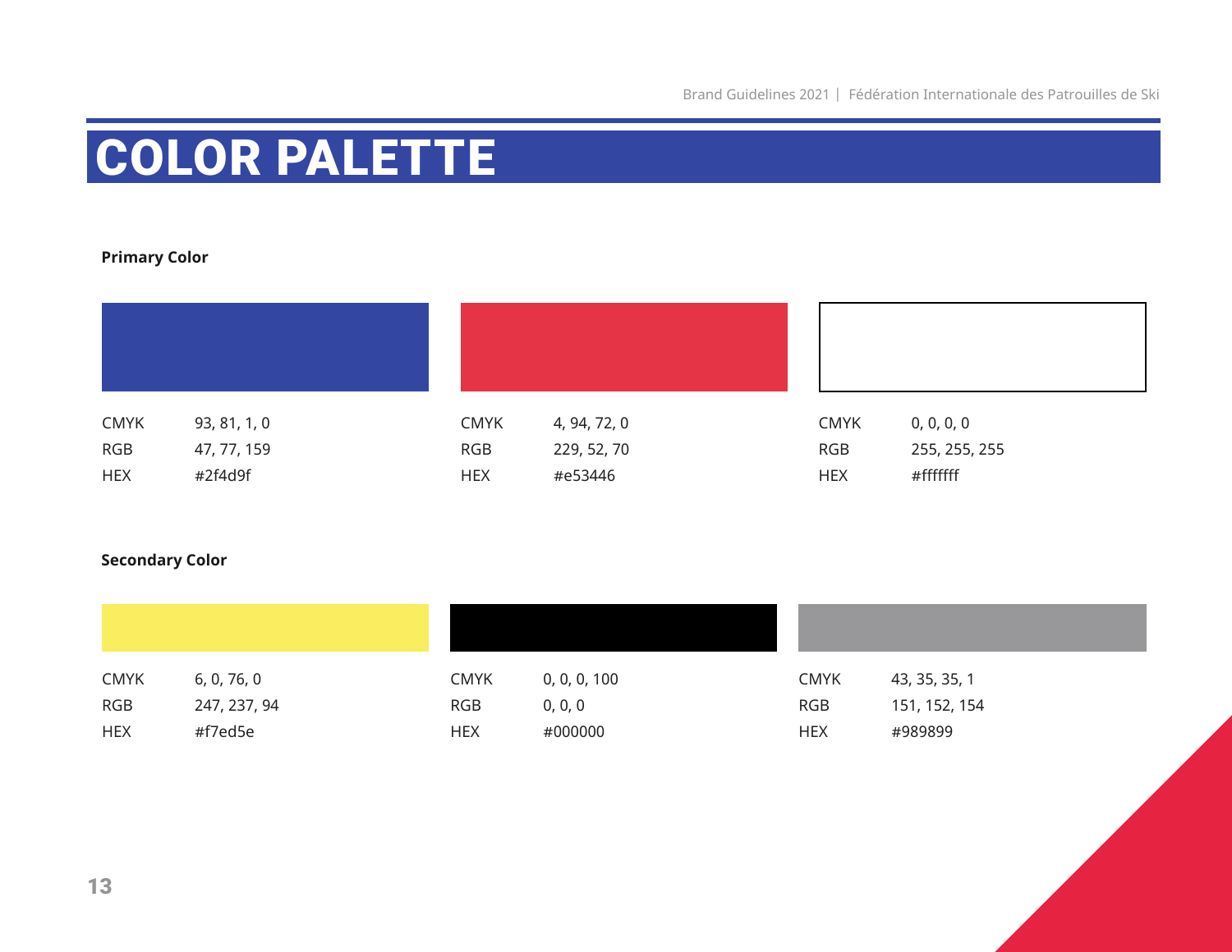# COLOR PALETTE

**Primary Color**

| | | |
|---|---|---|
| CMYK | 93, 81, 1, 0 | |
| RGB | 47, 77, 159 | |
| HEX | #2f4d9f | |

| | |
|---|---|
| CMYK | 4, 94, 72, 0 |
| RGB | 229, 52, 70 |
| HEX | #e53446 |

| | |
|---|---|
| CMYK | 0, 0, 0, 0 |
| RGB | 255, 255, 255 |
| HEX | #ffffff |

**Secondary Color**

| | |
|---|---|
| CMYK | 6, 0, 76, 0 |
| RGB | 247, 237, 94 |
| HEX | #f7ed5e |

| | |
|---|---|
| CMYK | 0, 0, 0, 100 |
| RGB | 0, 0, 0 |
| HEX | #000000 |

| | |
|---|---|
| CMYK | 43, 35, 35, 1 |
| RGB | 151, 152, 154 |
| HEX | #989899 |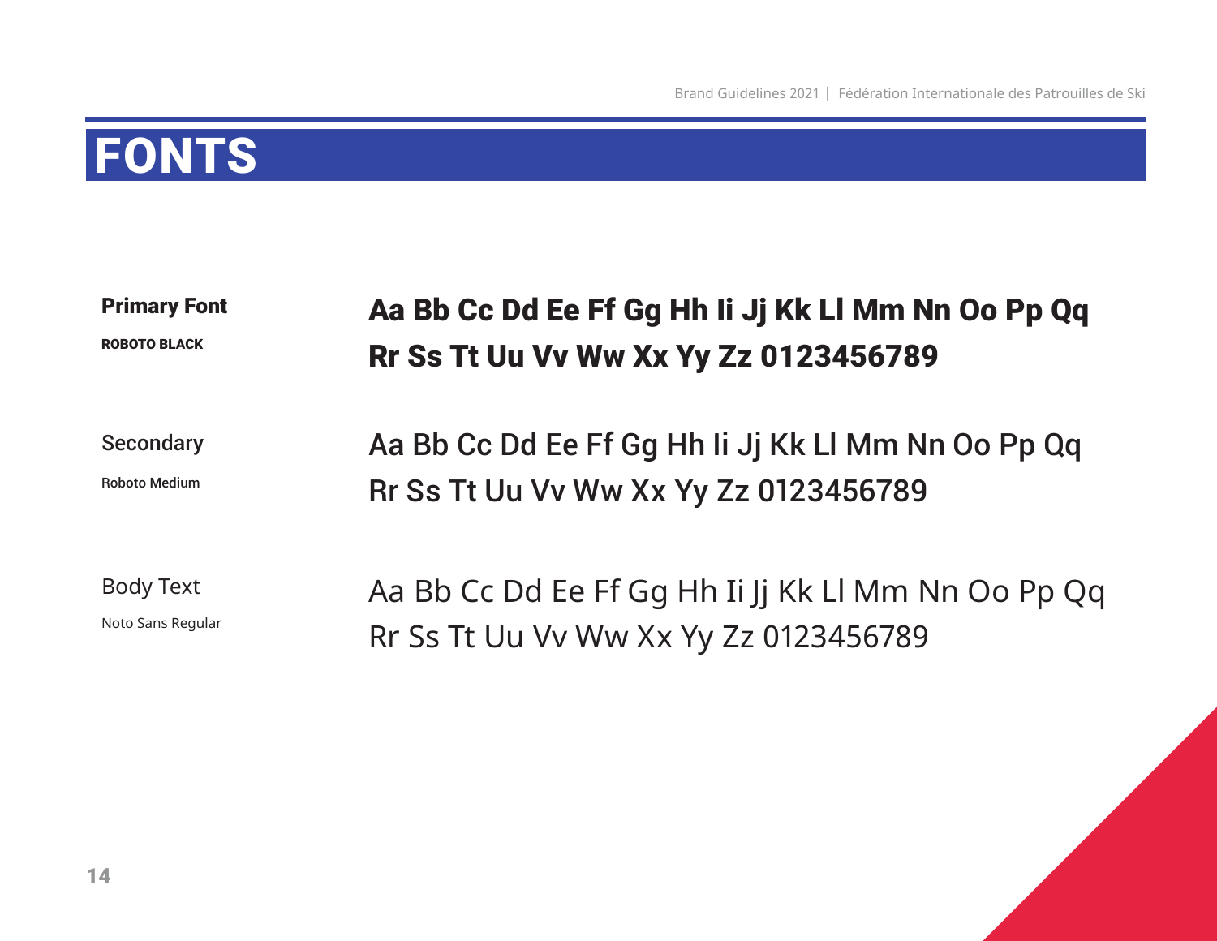# FONTS

**Primary Font**

**ROBOTO BLACK**

**Aa Bb Cc Dd Ee Ff Gg Hh Ii Jj Kk Ll Mm Nn Oo Pp Qq Rr Ss Tt Uu Vv Ww Xx Yy Zz 0123456789**

Secondary

Roboto Medium

Aa Bb Cc Dd Ee Ff Gg Hh Ii Jj Kk Ll Mm Nn Oo Pp Qq Rr Ss Tt Uu Vv Ww Xx Yy Zz 0123456789

Body Text

Noto Sans Regular

Aa Bb Cc Dd Ee Ff Gg Hh Ii Jj Kk Ll Mm Nn Oo Pp Qq Rr Ss Tt Uu Vv Ww Xx Yy Zz 0123456789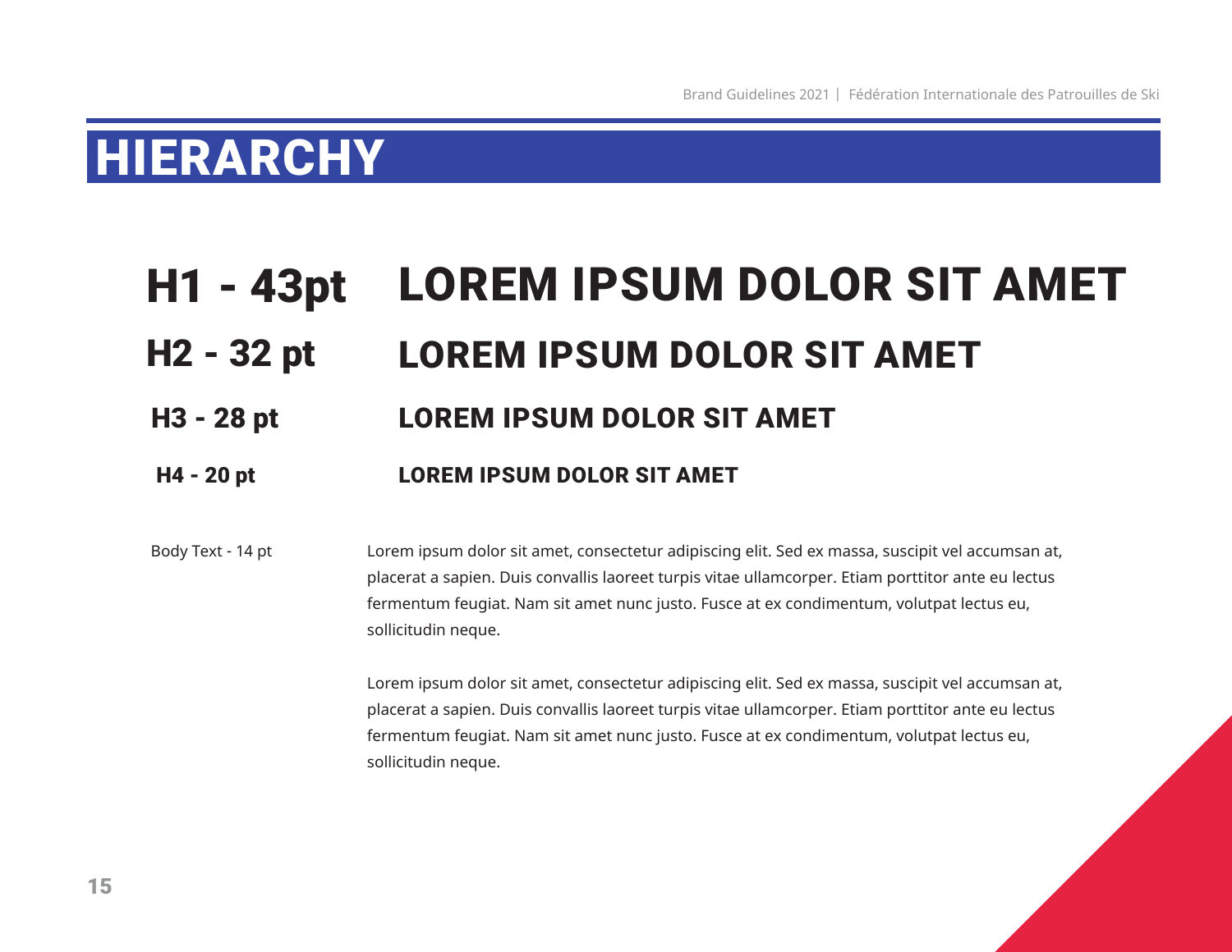# HIERARCHY

| | |
|---|---|
| **H1 - 43pt** | **LOREM IPSUM DOLOR SIT AMET** |
| **H2 - 32 pt** | **LOREM IPSUM DOLOR SIT AMET** |
| **H3 - 28 pt** | **LOREM IPSUM DOLOR SIT AMET** |
| **H4 - 20 pt** | **LOREM IPSUM DOLOR SIT AMET** |

Body Text - 14 pt

Lorem ipsum dolor sit amet, consectetur adipiscing elit. Sed ex massa, suscipit vel accumsan at, placerat a sapien. Duis convallis laoreet turpis vitae ullamcorper. Etiam porttitor ante eu lectus fermentum feugiat. Nam sit amet nunc justo. Fusce at ex condimentum, volutpat lectus eu, sollicitudin neque.

Lorem ipsum dolor sit amet, consectetur adipiscing elit. Sed ex massa, suscipit vel accumsan at, placerat a sapien. Duis convallis laoreet turpis vitae ullamcorper. Etiam porttitor ante eu lectus fermentum feugiat. Nam sit amet nunc justo. Fusce at ex condimentum, volutpat lectus eu, sollicitudin neque.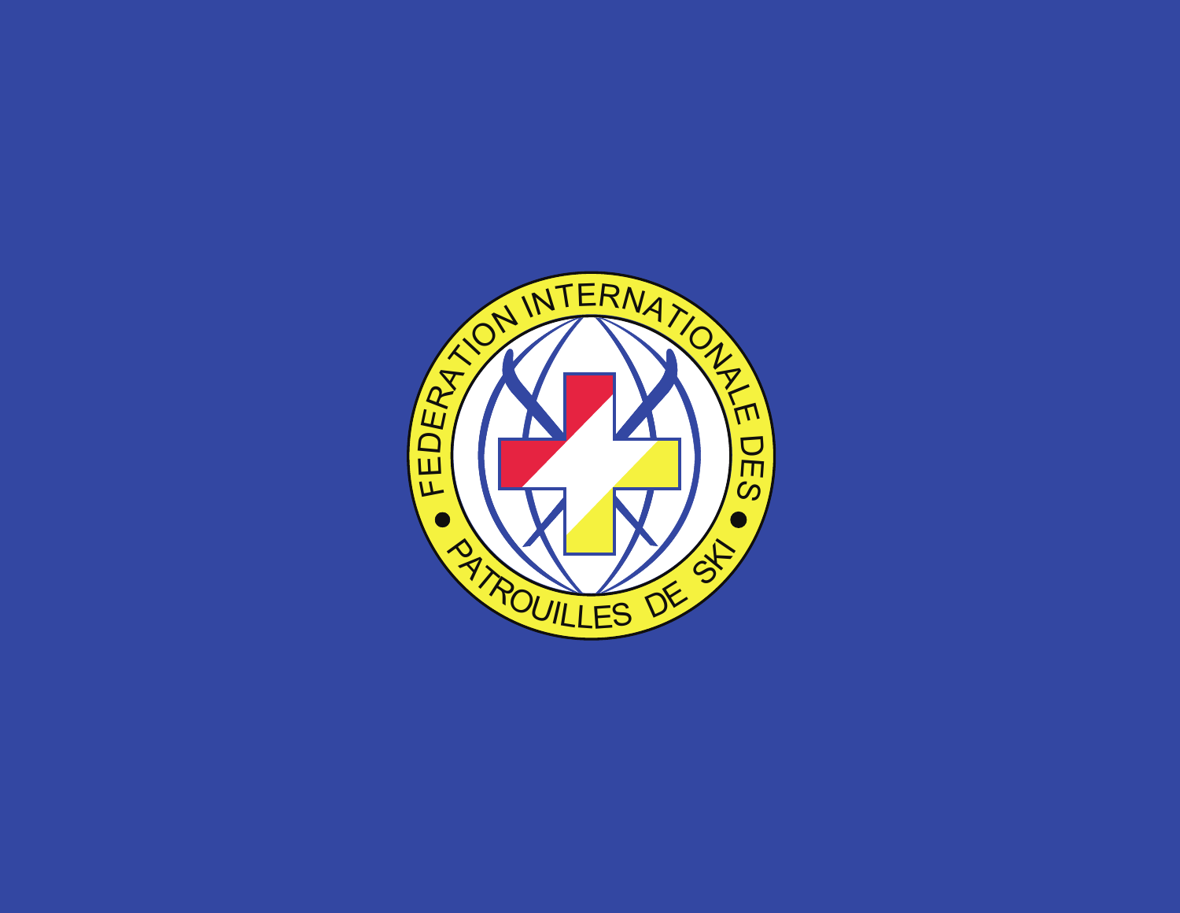FEDERATION INTERNATIONALE DES • PATROUILLES DE SKI •